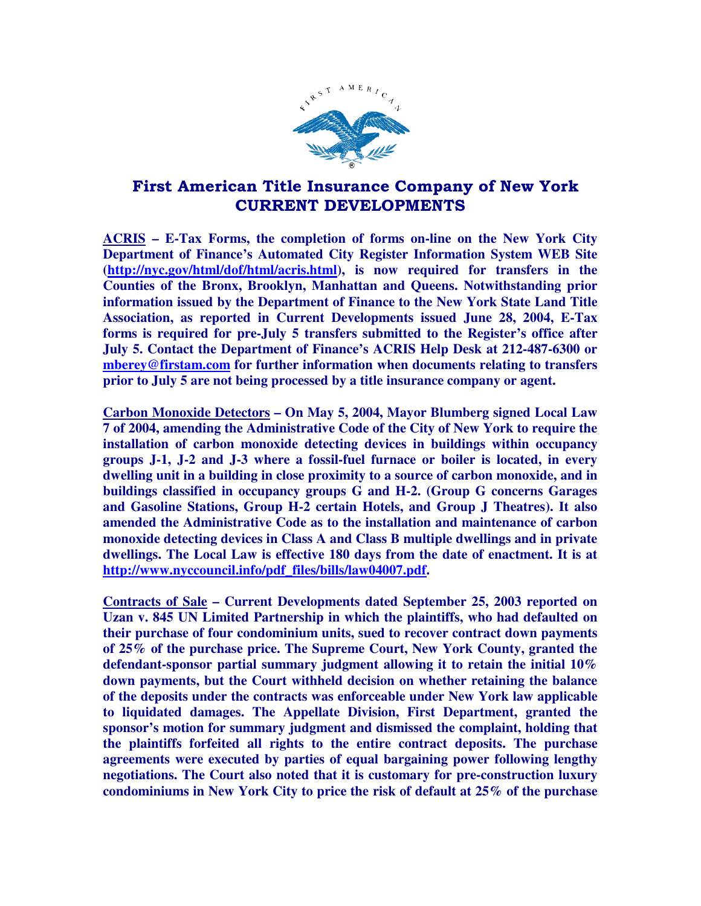# First American Title Insurance Company of New York
## CURRENT DEVELOPMENTS

**ACRIS – E-Tax Forms, the completion of forms on-line on the New York City Department of Finance's Automated City Register Information System WEB Site (http://nyc.gov/html/dof/html/acris.html), is now required for transfers in the Counties of the Bronx, Brooklyn, Manhattan and Queens. Notwithstanding prior information issued by the Department of Finance to the New York State Land Title Association, as reported in Current Developments issued June 28, 2004, E-Tax forms is required for pre-July 5 transfers submitted to the Register's office after July 5. Contact the Department of Finance's ACRIS Help Desk at 212-487-6300 or mberey@firstam.com for further information when documents relating to transfers prior to July 5 are not being processed by a title insurance company or agent.**

**Carbon Monoxide Detectors – On May 5, 2004, Mayor Blumberg signed Local Law 7 of 2004, amending the Administrative Code of the City of New York to require the installation of carbon monoxide detecting devices in buildings within occupancy groups J-1, J-2 and J-3 where a fossil-fuel furnace or boiler is located, in every dwelling unit in a building in close proximity to a source of carbon monoxide, and in buildings classified in occupancy groups G and H-2. (Group G concerns Garages and Gasoline Stations, Group H-2 certain Hotels, and Group J Theatres). It also amended the Administrative Code as to the installation and maintenance of carbon monoxide detecting devices in Class A and Class B multiple dwellings and in private dwellings. The Local Law is effective 180 days from the date of enactment. It is at http://www.nyccouncil.info/pdf_files/bills/law04007.pdf.**

**Contracts of Sale – Current Developments dated September 25, 2003 reported on Uzan v. 845 UN Limited Partnership in which the plaintiffs, who had defaulted on their purchase of four condominium units, sued to recover contract down payments of 25% of the purchase price. The Supreme Court, New York County, granted the defendant-sponsor partial summary judgment allowing it to retain the initial 10% down payments, but the Court withheld decision on whether retaining the balance of the deposits under the contracts was enforceable under New York law applicable to liquidated damages. The Appellate Division, First Department, granted the sponsor's motion for summary judgment and dismissed the complaint, holding that the plaintiffs forfeited all rights to the entire contract deposits. The purchase agreements were executed by parties of equal bargaining power following lengthy negotiations. The Court also noted that it is customary for pre-construction luxury condominiums in New York City to price the risk of default at 25% of the purchase**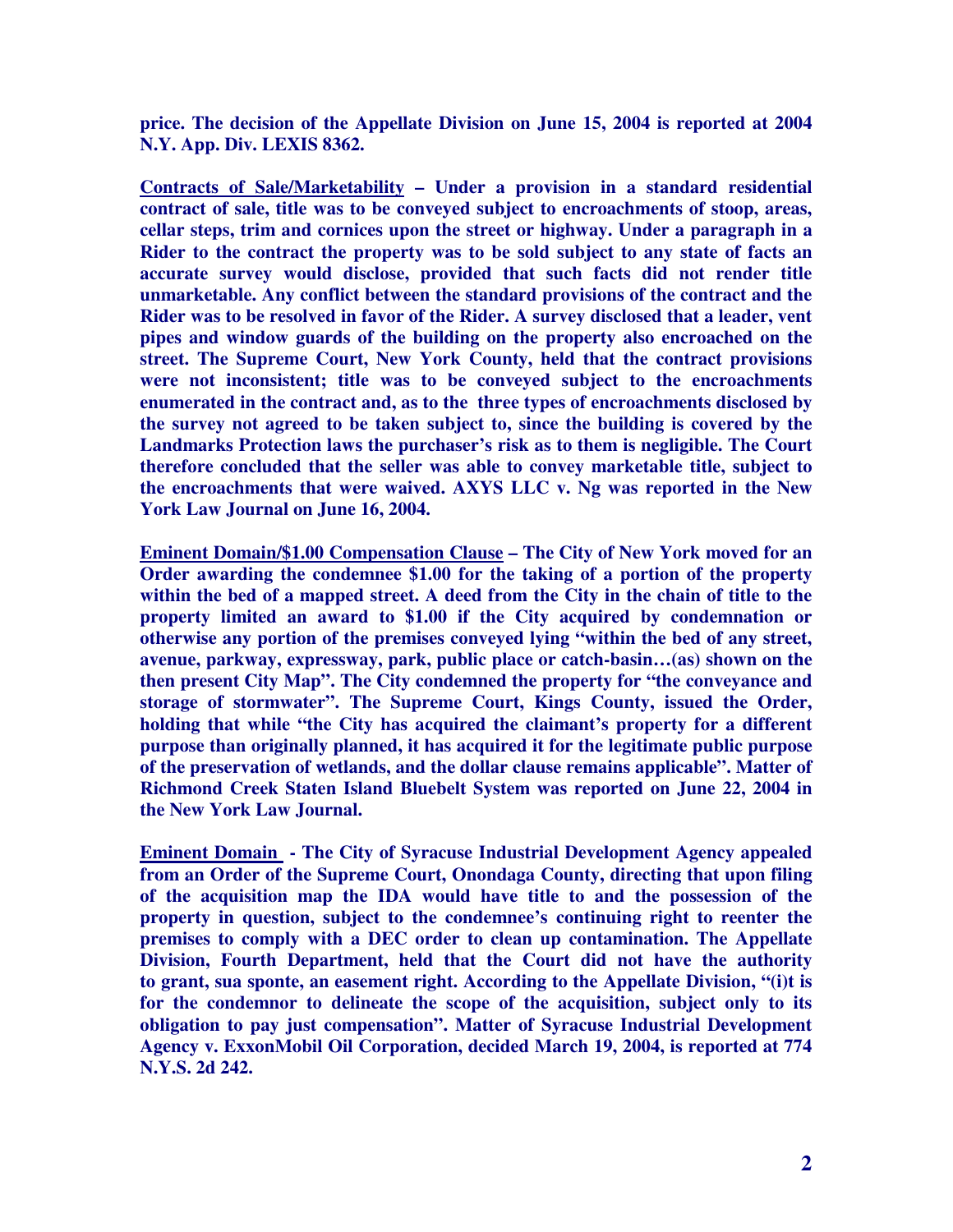**price. The decision of the Appellate Division on June 15, 2004 is reported at 2004 N.Y. App. Div. LEXIS 8362.**

**<u>Contracts of Sale/Marketability</u> – Under a provision in a standard residential contract of sale, title was to be conveyed subject to encroachments of stoop, areas, cellar steps, trim and cornices upon the street or highway. Under a paragraph in a Rider to the contract the property was to be sold subject to any state of facts an accurate survey would disclose, provided that such facts did not render title unmarketable. Any conflict between the standard provisions of the contract and the Rider was to be resolved in favor of the Rider. A survey disclosed that a leader, vent pipes and window guards of the building on the property also encroached on the street. The Supreme Court, New York County, held that the contract provisions were not inconsistent; title was to be conveyed subject to the encroachments enumerated in the contract and, as to the three types of encroachments disclosed by the survey not agreed to be taken subject to, since the building is covered by the Landmarks Protection laws the purchaser's risk as to them is negligible. The Court therefore concluded that the seller was able to convey marketable title, subject to the encroachments that were waived. AXYS LLC v. Ng was reported in the New York Law Journal on June 16, 2004.**

**<u>Eminent Domain/$1.00 Compensation Clause</u> – The City of New York moved for an Order awarding the condemnee $1.00 for the taking of a portion of the property within the bed of a mapped street. A deed from the City in the chain of title to the property limited an award to $1.00 if the City acquired by condemnation or otherwise any portion of the premises conveyed lying "within the bed of any street, avenue, parkway, expressway, park, public place or catch-basin…(as) shown on the then present City Map". The City condemned the property for "the conveyance and storage of stormwater". The Supreme Court, Kings County, issued the Order, holding that while "the City has acquired the claimant's property for a different purpose than originally planned, it has acquired it for the legitimate public purpose of the preservation of wetlands, and the dollar clause remains applicable". Matter of Richmond Creek Staten Island Bluebelt System was reported on June 22, 2004 in the New York Law Journal.**

**<u>Eminent Domain</u> - The City of Syracuse Industrial Development Agency appealed from an Order of the Supreme Court, Onondaga County, directing that upon filing of the acquisition map the IDA would have title to and the possession of the property in question, subject to the condemnee's continuing right to reenter the premises to comply with a DEC order to clean up contamination. The Appellate Division, Fourth Department, held that the Court did not have the authority to grant, sua sponte, an easement right. According to the Appellate Division, "(i)t is for the condemnor to delineate the scope of the acquisition, subject only to its obligation to pay just compensation". Matter of Syracuse Industrial Development Agency v. ExxonMobil Oil Corporation, decided March 19, 2004, is reported at 774 N.Y.S. 2d 242.**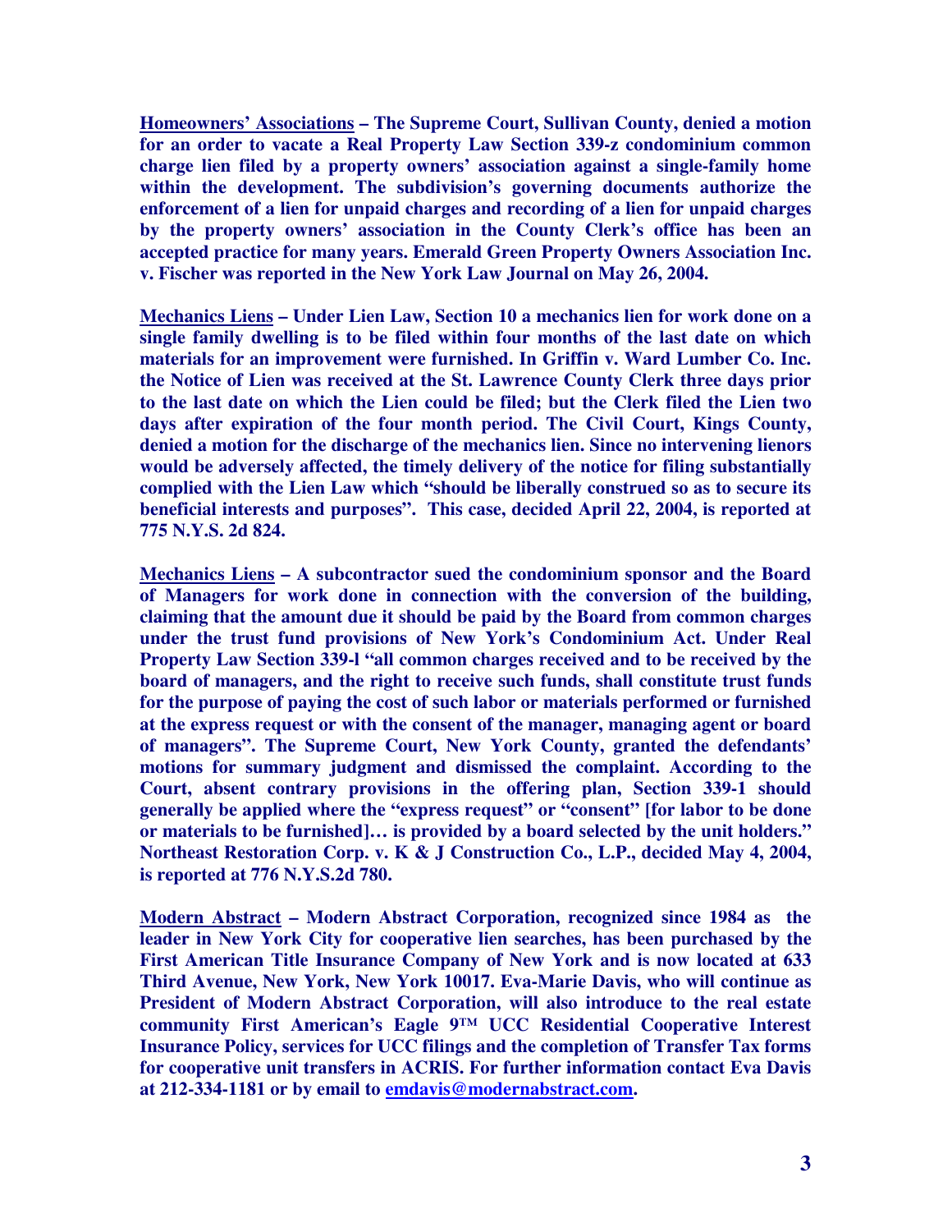**<u>Homeowners' Associations</u> – The Supreme Court, Sullivan County, denied a motion for an order to vacate a Real Property Law Section 339-z condominium common charge lien filed by a property owners' association against a single-family home within the development. The subdivision's governing documents authorize the enforcement of a lien for unpaid charges and recording of a lien for unpaid charges by the property owners' association in the County Clerk's office has been an accepted practice for many years. Emerald Green Property Owners Association Inc. v. Fischer was reported in the New York Law Journal on May 26, 2004.**

**<u>Mechanics Liens</u> – Under Lien Law, Section 10 a mechanics lien for work done on a single family dwelling is to be filed within four months of the last date on which materials for an improvement were furnished. In Griffin v. Ward Lumber Co. Inc. the Notice of Lien was received at the St. Lawrence County Clerk three days prior to the last date on which the Lien could be filed; but the Clerk filed the Lien two days after expiration of the four month period. The Civil Court, Kings County, denied a motion for the discharge of the mechanics lien. Since no intervening lienors would be adversely affected, the timely delivery of the notice for filing substantially complied with the Lien Law which "should be liberally construed so as to secure its beneficial interests and purposes". This case, decided April 22, 2004, is reported at 775 N.Y.S. 2d 824.**

**<u>Mechanics Liens</u> – A subcontractor sued the condominium sponsor and the Board of Managers for work done in connection with the conversion of the building, claiming that the amount due it should be paid by the Board from common charges under the trust fund provisions of New York's Condominium Act. Under Real Property Law Section 339-l "all common charges received and to be received by the board of managers, and the right to receive such funds, shall constitute trust funds for the purpose of paying the cost of such labor or materials performed or furnished at the express request or with the consent of the manager, managing agent or board of managers". The Supreme Court, New York County, granted the defendants' motions for summary judgment and dismissed the complaint. According to the Court, absent contrary provisions in the offering plan, Section 339-1 should generally be applied where the "express request" or "consent" [for labor to be done or materials to be furnished]… is provided by a board selected by the unit holders." Northeast Restoration Corp. v. K & J Construction Co., L.P., decided May 4, 2004, is reported at 776 N.Y.S.2d 780.**

**<u>Modern Abstract</u> – Modern Abstract Corporation, recognized since 1984 as the leader in New York City for cooperative lien searches, has been purchased by the First American Title Insurance Company of New York and is now located at 633 Third Avenue, New York, New York 10017. Eva-Marie Davis, who will continue as President of Modern Abstract Corporation, will also introduce to the real estate community First American's Eagle 9™ UCC Residential Cooperative Interest Insurance Policy, services for UCC filings and the completion of Transfer Tax forms for cooperative unit transfers in ACRIS. For further information contact Eva Davis at 212-334-1181 or by email to <u>emdavis@modernabstract.com</u>.**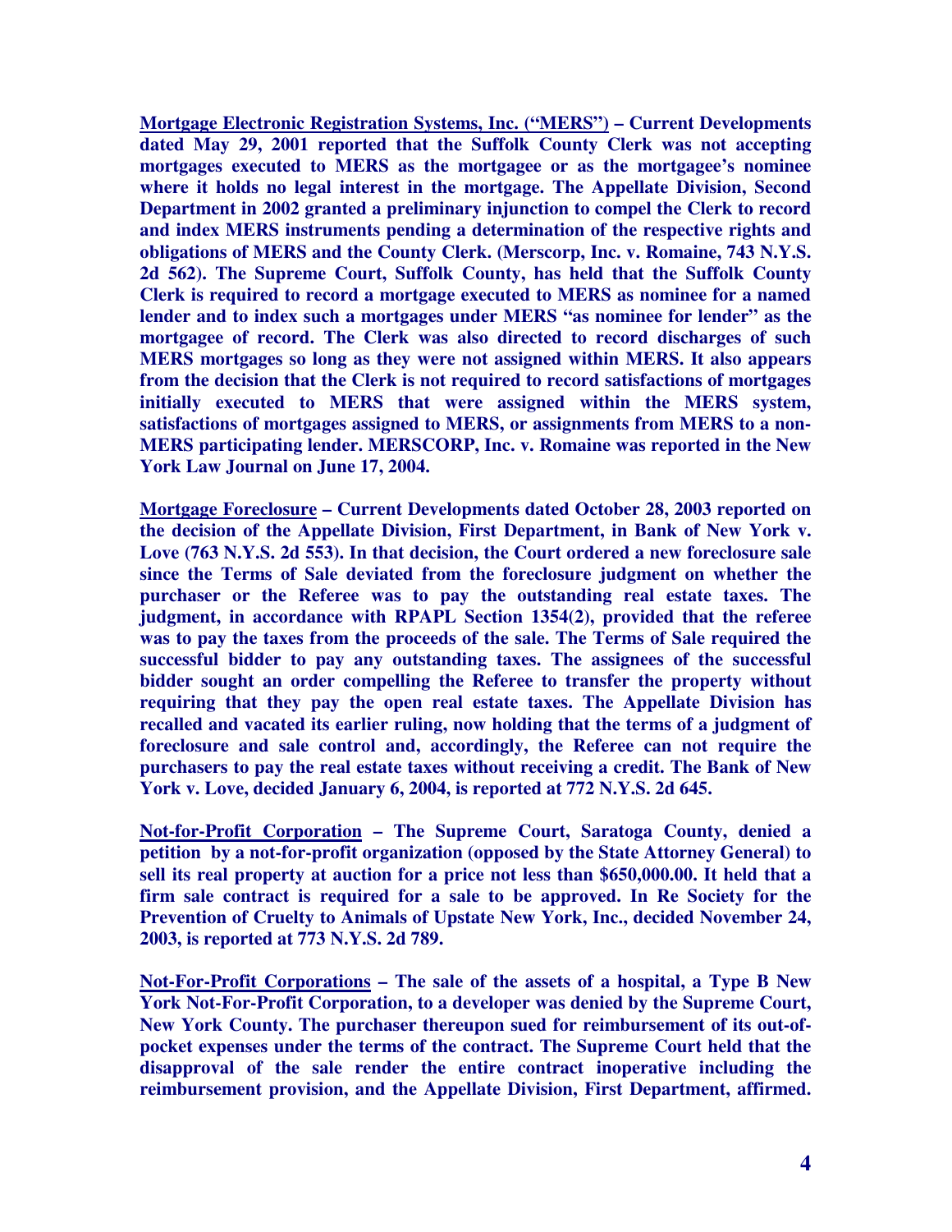**<u>Mortgage Electronic Registration Systems, Inc. ("MERS")</u> – Current Developments dated May 29, 2001 reported that the Suffolk County Clerk was not accepting mortgages executed to MERS as the mortgagee or as the mortgagee's nominee where it holds no legal interest in the mortgage. The Appellate Division, Second Department in 2002 granted a preliminary injunction to compel the Clerk to record and index MERS instruments pending a determination of the respective rights and obligations of MERS and the County Clerk. (Merscorp, Inc. v. Romaine, 743 N.Y.S. 2d 562). The Supreme Court, Suffolk County, has held that the Suffolk County Clerk is required to record a mortgage executed to MERS as nominee for a named lender and to index such a mortgages under MERS "as nominee for lender" as the mortgagee of record. The Clerk was also directed to record discharges of such MERS mortgages so long as they were not assigned within MERS. It also appears from the decision that the Clerk is not required to record satisfactions of mortgages initially executed to MERS that were assigned within the MERS system, satisfactions of mortgages assigned to MERS, or assignments from MERS to a non-MERS participating lender. MERSCORP, Inc. v. Romaine was reported in the New York Law Journal on June 17, 2004.**

**<u>Mortgage Foreclosure</u> – Current Developments dated October 28, 2003 reported on the decision of the Appellate Division, First Department, in Bank of New York v. Love (763 N.Y.S. 2d 553). In that decision, the Court ordered a new foreclosure sale since the Terms of Sale deviated from the foreclosure judgment on whether the purchaser or the Referee was to pay the outstanding real estate taxes. The judgment, in accordance with RPAPL Section 1354(2), provided that the referee was to pay the taxes from the proceeds of the sale. The Terms of Sale required the successful bidder to pay any outstanding taxes. The assignees of the successful bidder sought an order compelling the Referee to transfer the property without requiring that they pay the open real estate taxes. The Appellate Division has recalled and vacated its earlier ruling, now holding that the terms of a judgment of foreclosure and sale control and, accordingly, the Referee can not require the purchasers to pay the real estate taxes without receiving a credit. The Bank of New York v. Love, decided January 6, 2004, is reported at 772 N.Y.S. 2d 645.**

**<u>Not-for-Profit Corporation</u> – The Supreme Court, Saratoga County, denied a petition by a not-for-profit organization (opposed by the State Attorney General) to sell its real property at auction for a price not less than $650,000.00. It held that a firm sale contract is required for a sale to be approved. In Re Society for the Prevention of Cruelty to Animals of Upstate New York, Inc., decided November 24, 2003, is reported at 773 N.Y.S. 2d 789.**

**<u>Not-For-Profit Corporations</u> – The sale of the assets of a hospital, a Type B New York Not-For-Profit Corporation, to a developer was denied by the Supreme Court, New York County. The purchaser thereupon sued for reimbursement of its out-of-pocket expenses under the terms of the contract. The Supreme Court held that the disapproval of the sale render the entire contract inoperative including the reimbursement provision, and the Appellate Division, First Department, affirmed.**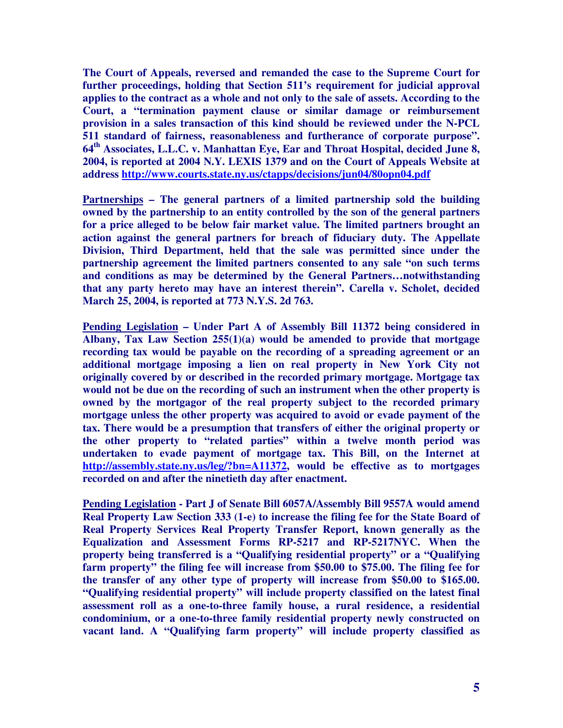**The Court of Appeals, reversed and remanded the case to the Supreme Court for further proceedings, holding that Section 511's requirement for judicial approval applies to the contract as a whole and not only to the sale of assets. According to the Court, a "termination payment clause or similar damage or reimbursement provision in a sales transaction of this kind should be reviewed under the N-PCL 511 standard of fairness, reasonableness and furtherance of corporate purpose". 64th Associates, L.L.C. v. Manhattan Eye, Ear and Throat Hospital, decided June 8, 2004, is reported at 2004 N.Y. LEXIS 1379 and on the Court of Appeals Website at address [http://www.courts.state.ny.us/ctapps/decisions/jun04/80opn04.pdf](http://www.courts.state.ny.us/ctapps/decisions/jun04/80opn04.pdf)**

**<u>Partnerships</u> – The general partners of a limited partnership sold the building owned by the partnership to an entity controlled by the son of the general partners for a price alleged to be below fair market value. The limited partners brought an action against the general partners for breach of fiduciary duty. The Appellate Division, Third Department, held that the sale was permitted since under the partnership agreement the limited partners consented to any sale "on such terms and conditions as may be determined by the General Partners…notwithstanding that any party hereto may have an interest therein". Carella v. Scholet, decided March 25, 2004, is reported at 773 N.Y.S. 2d 763.**

**<u>Pending Legislation</u> – Under Part A of Assembly Bill 11372 being considered in Albany, Tax Law Section 255(1)(a) would be amended to provide that mortgage recording tax would be payable on the recording of a spreading agreement or an additional mortgage imposing a lien on real property in New York City not originally covered by or described in the recorded primary mortgage. Mortgage tax would not be due on the recording of such an instrument when the other property is owned by the mortgagor of the real property subject to the recorded primary mortgage unless the other property was acquired to avoid or evade payment of the tax. There would be a presumption that transfers of either the original property or the other property to "related parties" within a twelve month period was undertaken to evade payment of mortgage tax. This Bill, on the Internet at [http://assembly.state.ny.us/leg/?bn=A11372](http://assembly.state.ny.us/leg/?bn=A11372), would be effective as to mortgages recorded on and after the ninetieth day after enactment.**

**<u>Pending Legislation</u> - Part J of Senate Bill 6057A/Assembly Bill 9557A would amend Real Property Law Section 333 (1-e) to increase the filing fee for the State Board of Real Property Services Real Property Transfer Report, known generally as the Equalization and Assessment Forms RP-5217 and RP-5217NYC. When the property being transferred is a "Qualifying residential property" or a "Qualifying farm property" the filing fee will increase from $50.00 to $75.00. The filing fee for the transfer of any other type of property will increase from $50.00 to $165.00. "Qualifying residential property" will include property classified on the latest final assessment roll as a one-to-three family house, a rural residence, a residential condominium, or a one-to-three family residential property newly constructed on vacant land. A "Qualifying farm property" will include property classified as**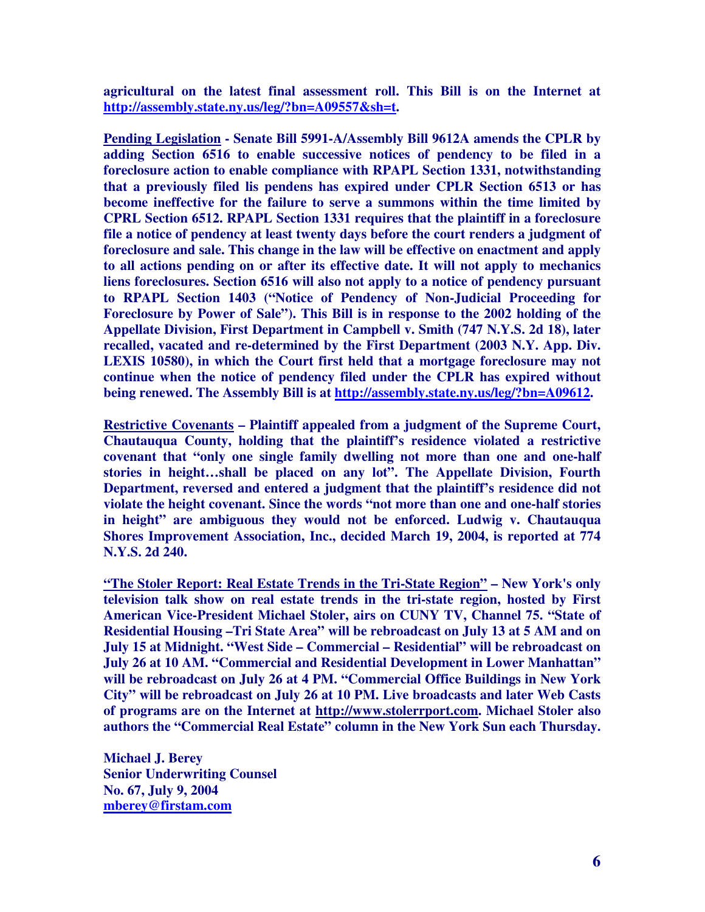**agricultural on the latest final assessment roll. This Bill is on the Internet at http://assembly.state.ny.us/leg/?bn=A09557&sh=t.**

**Pending Legislation - Senate Bill 5991-A/Assembly Bill 9612A amends the CPLR by adding Section 6516 to enable successive notices of pendency to be filed in a foreclosure action to enable compliance with RPAPL Section 1331, notwithstanding that a previously filed lis pendens has expired under CPLR Section 6513 or has become ineffective for the failure to serve a summons within the time limited by CPRL Section 6512. RPAPL Section 1331 requires that the plaintiff in a foreclosure file a notice of pendency at least twenty days before the court renders a judgment of foreclosure and sale. This change in the law will be effective on enactment and apply to all actions pending on or after its effective date. It will not apply to mechanics liens foreclosures. Section 6516 will also not apply to a notice of pendency pursuant to RPAPL Section 1403 ("Notice of Pendency of Non-Judicial Proceeding for Foreclosure by Power of Sale"). This Bill is in response to the 2002 holding of the Appellate Division, First Department in Campbell v. Smith (747 N.Y.S. 2d 18), later recalled, vacated and re-determined by the First Department (2003 N.Y. App. Div. LEXIS 10580), in which the Court first held that a mortgage foreclosure may not continue when the notice of pendency filed under the CPLR has expired without being renewed. The Assembly Bill is at http://assembly.state.ny.us/leg/?bn=A09612.**

**Restrictive Covenants – Plaintiff appealed from a judgment of the Supreme Court, Chautauqua County, holding that the plaintiff's residence violated a restrictive covenant that "only one single family dwelling not more than one and one-half stories in height…shall be placed on any lot". The Appellate Division, Fourth Department, reversed and entered a judgment that the plaintiff's residence did not violate the height covenant. Since the words "not more than one and one-half stories in height" are ambiguous they would not be enforced. Ludwig v. Chautauqua Shores Improvement Association, Inc., decided March 19, 2004, is reported at 774 N.Y.S. 2d 240.**

**"The Stoler Report: Real Estate Trends in the Tri-State Region" – New York's only television talk show on real estate trends in the tri-state region, hosted by First American Vice-President Michael Stoler, airs on CUNY TV, Channel 75. "State of Residential Housing –Tri State Area" will be rebroadcast on July 13 at 5 AM and on July 15 at Midnight. "West Side – Commercial – Residential" will be rebroadcast on July 26 at 10 AM. "Commercial and Residential Development in Lower Manhattan" will be rebroadcast on July 26 at 4 PM. "Commercial Office Buildings in New York City" will be rebroadcast on July 26 at 10 PM. Live broadcasts and later Web Casts of programs are on the Internet at http://www.stolerrport.com. Michael Stoler also authors the "Commercial Real Estate" column in the New York Sun each Thursday.**

**Michael J. Berey**
**Senior Underwriting Counsel**
**No. 67, July 9, 2004**
**mberey@firstam.com**